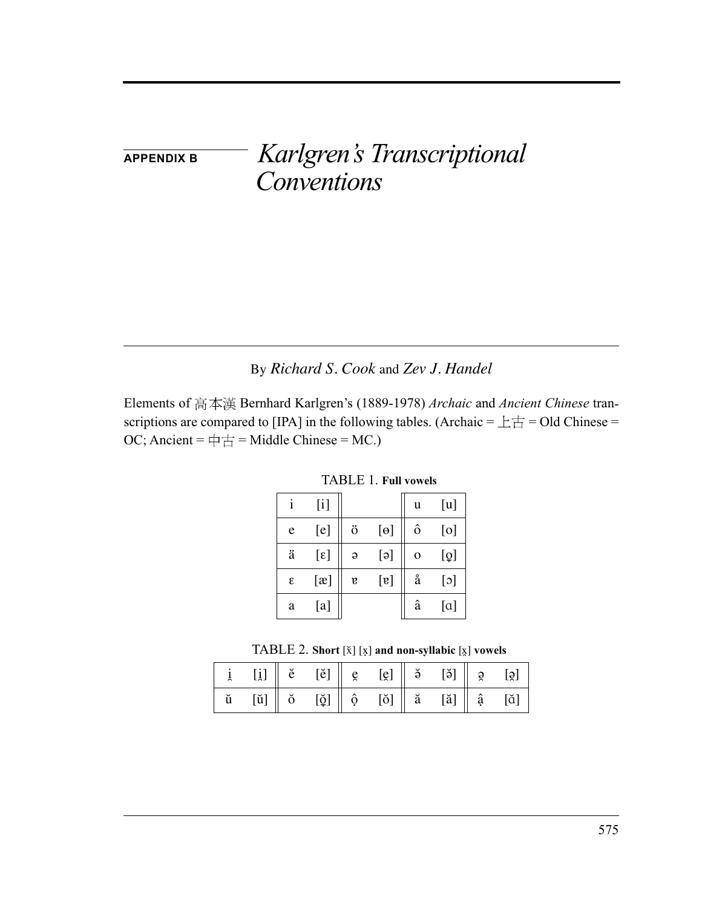# APPENDIX B Karlgren's Transcriptional Conventions

By *Richard S. Cook* and *Zev J. Handel*

Elements of 高本漢 Bernhard Karlgren's (1889-1978) *Archaic* and *Ancient Chinese* transcriptions are compared to [IPA] in the following tables. (Archaic = 上古 = Old Chinese = OC; Ancient = 中古 = Middle Chinese = MC.)

TABLE 1. **Full vowels**

| | | | | | |
|---|---|---|---|---|---|
| i | [i] | | | u | [u] |
| e | [e] | ö | [ɵ] | ô | [o] |
| ä | [ɛ] | ə | [ə] | o | [o̞] |
| ɛ | [æ] | ɐ | [ɐ] | å | [ɔ] |
| a | [a] | | | â | [ɑ] |

TABLE 2. **Short** [x̆] [x̯] **and non-syllabic** [x̯] **vowels**

| | | | | | | | | | |
|---|---|---|---|---|---|---|---|---|---|
| i̯ | [i̯] | ĕ | [ĕ] | e̯ | [e̯] | ə̆ | [ə̆] | ə̯ | [ə̯] |
| ŭ | [ŭ] | ŏ | [ŏ̞] | ộ | [ŏ] | ă | [ă] | ậ | [ɑ̆] |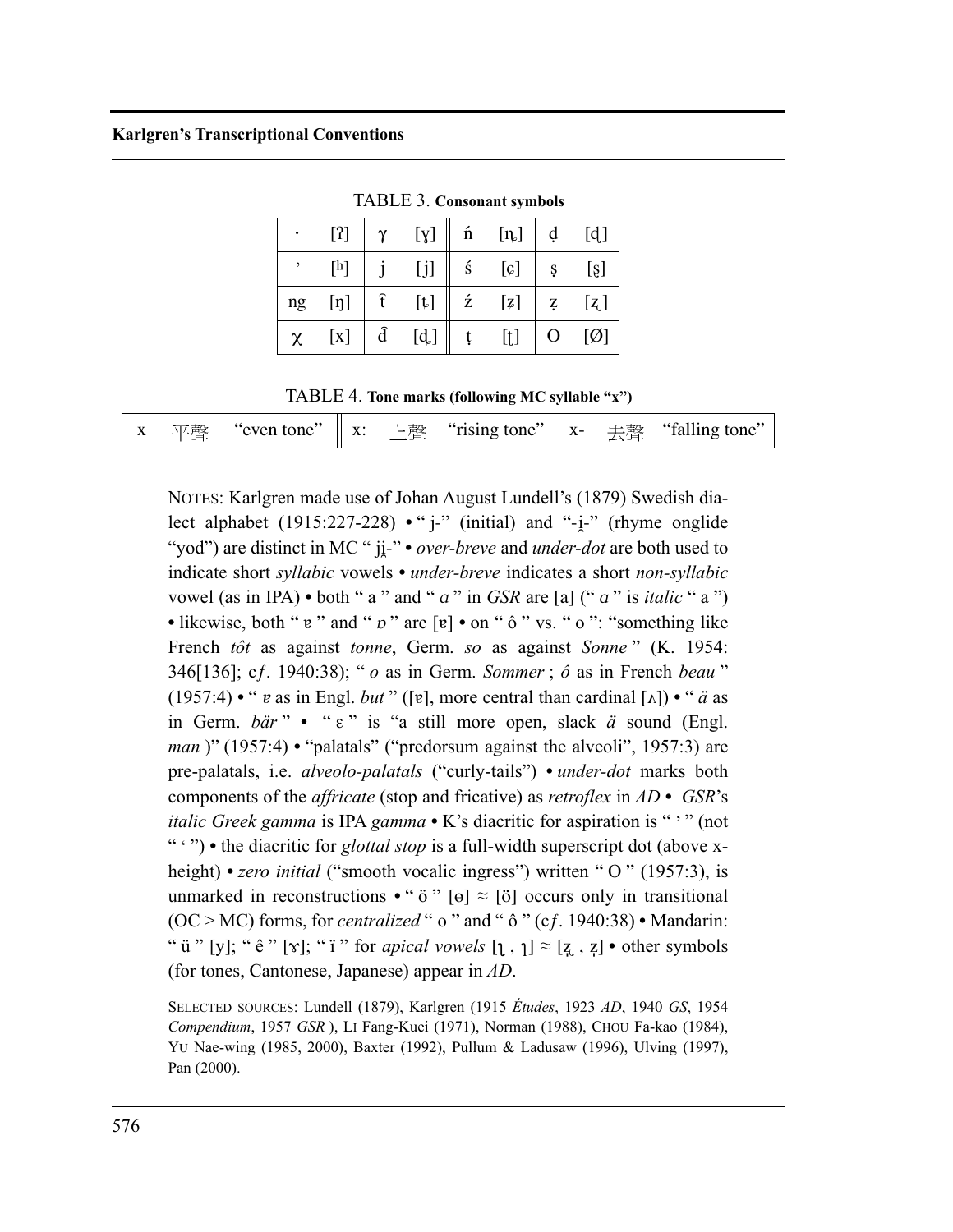**Karlgren's Transcriptional Conventions**

TABLE 3. **Consonant symbols**

| | | | | | | | |
|---|---|---|---|---|---|---|---|
| · | [ʔ] | γ | [ɣ] | ń | [ɲ̟] | ḍ | [ɖ] |
| ’ | [ʰ] | j | [j] | ś | [ɕ] | ṣ | [ʂ] |
| ng | [ŋ] | t̑ | [ṭ] | ź | [ʑ] | ẓ | [ʐ] |
| χ | [x] | d̑ | [ḍ] | ṭ | [ʈ] | O | [Ø] |

TABLE 4. **Tone marks (following MC syllable "x")**

| | | | | | | | | |
|---|---|---|---|---|---|---|---|---|
| x | 平聲 | "even tone" | x: | 上聲 | "rising tone" | x- | 去聲 | "falling tone" |

NOTES: Karlgren made use of Johan August Lundell's (1879) Swedish dialect alphabet (1915:227-228) • " j-" (initial) and "-i̯-" (rhyme onglide "yod") are distinct in MC " ji̯-" • *over-breve* and *under-dot* are both used to indicate short *syllabic* vowels • *under-breve* indicates a short *non-syllabic* vowel (as in IPA) • both " a " and " *a* " in *GSR* are [a] (" *a* " is *italic* " a ") • likewise, both " ɐ " and " ɒ " are [ɐ] • on " ô " vs. " o ": "something like French *tôt* as against *tonne*, Germ. *so* as against *Sonne* " (K. 1954: 346[136]; c*f*. 1940:38); " *o* as in Germ. *Sommer* ; *ô* as in French *beau* " (1957:4) • " *ɐ* as in Engl. *but* " ([ɐ], more central than cardinal [ʌ]) • " *ä* as in Germ. *bär* " • " ɛ " is "a still more open, slack *ä* sound (Engl. *man* )" (1957:4) • "palatals" ("predorsum against the alveoli", 1957:3) are pre-palatals, i.e. *alveolo-palatals* ("curly-tails") • *under-dot* marks both components of the *affricate* (stop and fricative) as *retroflex* in *AD* • *GSR*'s *italic Greek gamma* is IPA *gamma* • K's diacritic for aspiration is " ’ " (not " ‘ ") • the diacritic for *glottal stop* is a full-width superscript dot (above x-height) • *zero initial* ("smooth vocalic ingress") written " O " (1957:3), is unmarked in reconstructions • " ö " [ɵ] ≈ [ö] occurs only in transitional (OC > MC) forms, for *centralized* " o " and " ô " (c*f*. 1940:38) • Mandarin: " ü " [y]; " ê " [ɤ]; " ï " for *apical vowels* [ʅ , ɿ] ≈ [ʐ̩ , z̩] • other symbols (for tones, Cantonese, Japanese) appear in *AD*.

SELECTED SOURCES: Lundell (1879), Karlgren (1915 *Études*, 1923 *AD*, 1940 *GS*, 1954 *Compendium*, 1957 *GSR* ), LI Fang-Kuei (1971), Norman (1988), CHOU Fa-kao (1984), YU Nae-wing (1985, 2000), Baxter (1992), Pullum & Ladusaw (1996), Ulving (1997), Pan (2000).